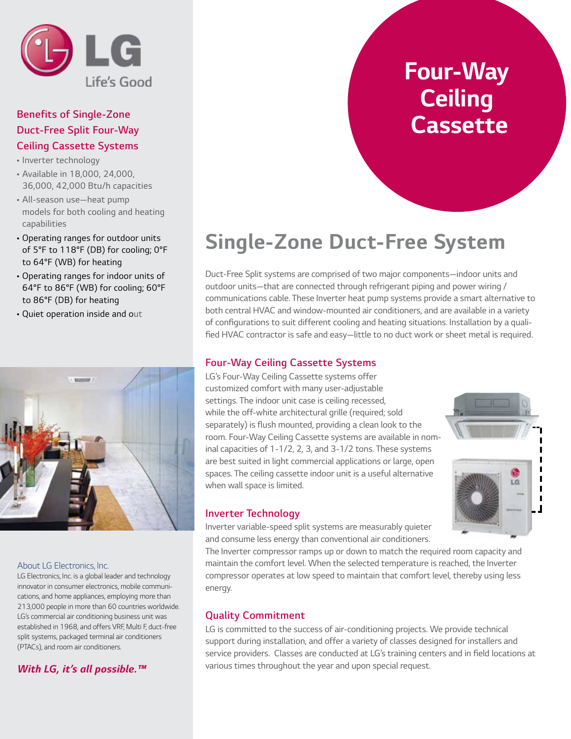LG Life's Good

# Four-Way Ceiling Cassette

### Benefits of Single-Zone Duct-Free Split Four-Way Ceiling Cassette Systems

- Inverter technology
- Available in 18,000, 24,000, 36,000, 42,000 Btu/h capacities
- All-season use—heat pump models for both cooling and heating capabilities
- Operating ranges for outdoor units of 5°F to 118°F (DB) for cooling; 0°F to 64°F (WB) for heating
- Operating ranges for indoor units of 64°F to 86°F (WB) for cooling; 60°F to 86°F (DB) for heating
- Quiet operation inside and out

## Single-Zone Duct-Free System

Duct-Free Split systems are comprised of two major components—indoor units and outdoor units—that are connected through refrigerant piping and power wiring / communications cable. These Inverter heat pump systems provide a smart alternative to both central HVAC and window-mounted air conditioners, and are available in a variety of configurations to suit different cooling and heating situations. Installation by a qualified HVAC contractor is safe and easy—little to no duct work or sheet metal is required.

### Four-Way Ceiling Cassette Systems

LG's Four-Way Ceiling Cassette systems offer customized comfort with many user-adjustable settings. The indoor unit case is ceiling recessed, while the off-white architectural grille (required; sold separately) is flush mounted, providing a clean look to the room. Four-Way Ceiling Cassette systems are available in nominal capacities of 1-1/2, 2, 3, and 3-1/2 tons. These systems are best suited in light commercial applications or large, open spaces. The ceiling cassette indoor unit is a useful alternative when wall space is limited.

### Inverter Technology

Inverter variable-speed split systems are measurably quieter and consume less energy than conventional air conditioners. The Inverter compressor ramps up or down to match the required room capacity and maintain the comfort level. When the selected temperature is reached, the Inverter compressor operates at low speed to maintain that comfort level, thereby using less energy.

### Quality Commitment

LG is committed to the success of air-conditioning projects. We provide technical support during installation, and offer a variety of classes designed for installers and service providers. Classes are conducted at LG's training centers and in field locations at various times throughout the year and upon special request.

### About LG Electronics, Inc.

LG Electronics, Inc. is a global leader and technology innovator in consumer electronics, mobile communications, and home appliances, employing more than 213,000 people in more than 60 countries worldwide. LG's commercial air conditioning business unit was established in 1968, and offers VRF, Multi F, duct-free split systems, packaged terminal air conditioners (PTACs), and room air conditioners.

***With LG, it's all possible.™***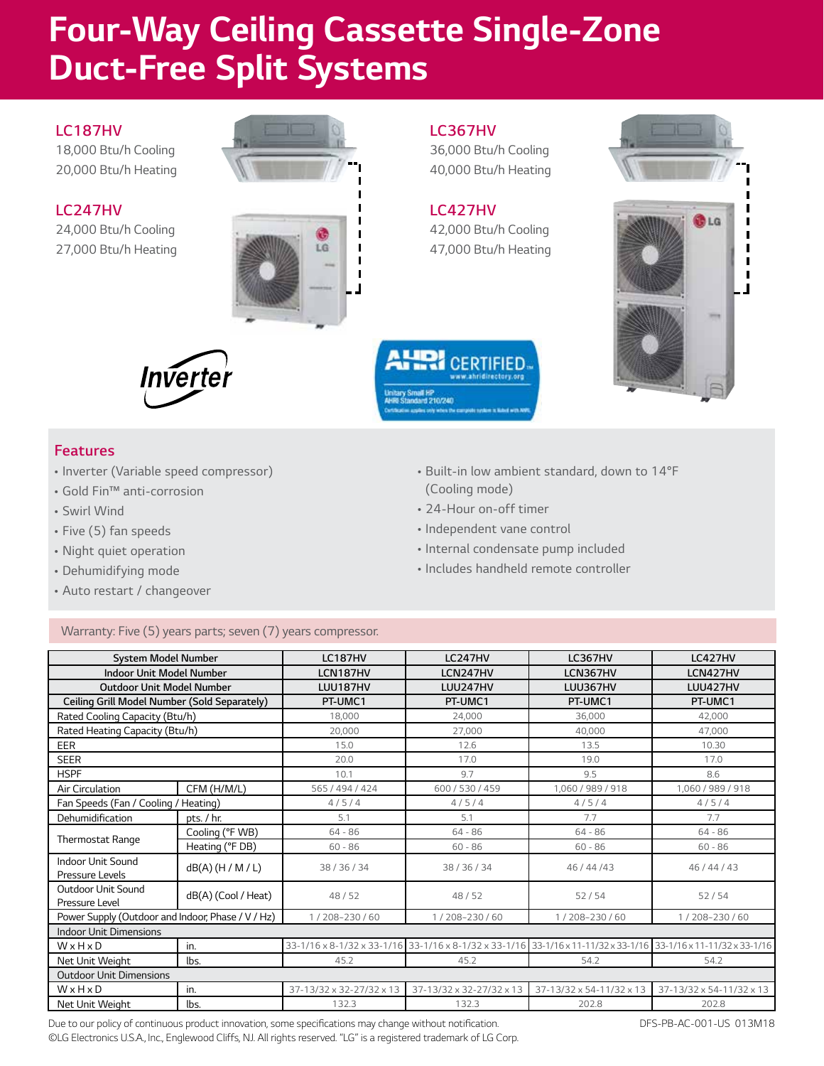# Four-Way Ceiling Cassette Single-Zone Duct-Free Split Systems

**LC187HV**
18,000 Btu/h Cooling
20,000 Btu/h Heating

**LC247HV**
24,000 Btu/h Cooling
27,000 Btu/h Heating

**LC367HV**
36,000 Btu/h Cooling
40,000 Btu/h Heating

**LC427HV**
42,000 Btu/h Cooling
47,000 Btu/h Heating

Inverter

AHRI CERTIFIED™
www.ahridirectory.org
Unitary Small HP
AHRI Standard 210/240
Certification applies only when the complete system is listed with AHRI.

## Features

- Inverter (Variable speed compressor)
- Gold Fin™ anti-corrosion
- Swirl Wind
- Five (5) fan speeds
- Night quiet operation
- Dehumidifying mode
- Auto restart / changeover
- Built-in low ambient standard, down to 14°F (Cooling mode)
- 24-Hour on-off timer
- Independent vane control
- Internal condensate pump included
- Includes handheld remote controller

Warranty: Five (5) years parts; seven (7) years compressor.

| System Model Number | | LC187HV | LC247HV | LC367HV | LC427HV |
|---|---|---|---|---|---|
| Indoor Unit Model Number | | LCN187HV | LCN247HV | LCN367HV | LCN427HV |
| Outdoor Unit Model Number | | LUU187HV | LUU247HV | LUU367HV | LUU427HV |
| Ceiling Grill Model Number (Sold Separately) | | PT-UMC1 | PT-UMC1 | PT-UMC1 | PT-UMC1 |
| Rated Cooling Capacity (Btu/h) | | 18,000 | 24,000 | 36,000 | 42,000 |
| Rated Heating Capacity (Btu/h) | | 20,000 | 27,000 | 40,000 | 47,000 |
| EER | | 15.0 | 12.6 | 13.5 | 10.30 |
| SEER | | 20.0 | 17.0 | 19.0 | 17.0 |
| HSPF | | 10.1 | 9.7 | 9.5 | 8.6 |
| Air Circulation | CFM (H/M/L) | 565 / 494 / 424 | 600 / 530 / 459 | 1,060 / 989 / 918 | 1,060 / 989 / 918 |
| Fan Speeds (Fan / Cooling / Heating) | | 4 / 5 / 4 | 4 / 5 / 4 | 4 / 5 / 4 | 4 / 5 / 4 |
| Dehumidification | pts. / hr. | 5.1 | 5.1 | 7.7 | 7.7 |
| Thermostat Range | Cooling (°F WB) | 64 - 86 | 64 - 86 | 64 - 86 | 64 - 86 |
| | Heating (°F DB) | 60 - 86 | 60 - 86 | 60 - 86 | 60 - 86 |
| Indoor Unit Sound Pressure Levels | dB(A) (H / M / L) | 38 / 36 / 34 | 38 / 36 / 34 | 46 / 44 /43 | 46 / 44 / 43 |
| Outdoor Unit Sound Pressure Level | dB(A) (Cool / Heat) | 48 / 52 | 48 / 52 | 52 / 54 | 52 / 54 |
| Power Supply (Outdoor and Indoor, Phase / V / Hz) | | 1 / 208-230 / 60 | 1 / 208-230 / 60 | 1 / 208-230 / 60 | 1 / 208-230 / 60 |
| Indoor Unit Dimensions | | | | | |
| W x H x D | in. | 33-1/16 x 8-1/32 x 33-1/16 | 33-1/16 x 8-1/32 x 33-1/16 | 33-1/16 x 11-11/32 x 33-1/16 | 33-1/16 x 11-11/32 x 33-1/16 |
| Net Unit Weight | lbs. | 45.2 | 45.2 | 54.2 | 54.2 |
| Outdoor Unit Dimensions | | | | | |
| W x H x D | in. | 37-13/32 x 32-27/32 x 13 | 37-13/32 x 32-27/32 x 13 | 37-13/32 x 54-11/32 x 13 | 37-13/32 x 54-11/32 x 13 |
| Net Unit Weight | lbs. | 132.3 | 132.3 | 202.8 | 202.8 |

Due to our policy of continuous product innovation, some specifications may change without notification.
©LG Electronics U.S.A., Inc., Englewood Cliffs, NJ. All rights reserved. "LG" is a registered trademark of LG Corp.

DFS-PB-AC-001-US 013M18